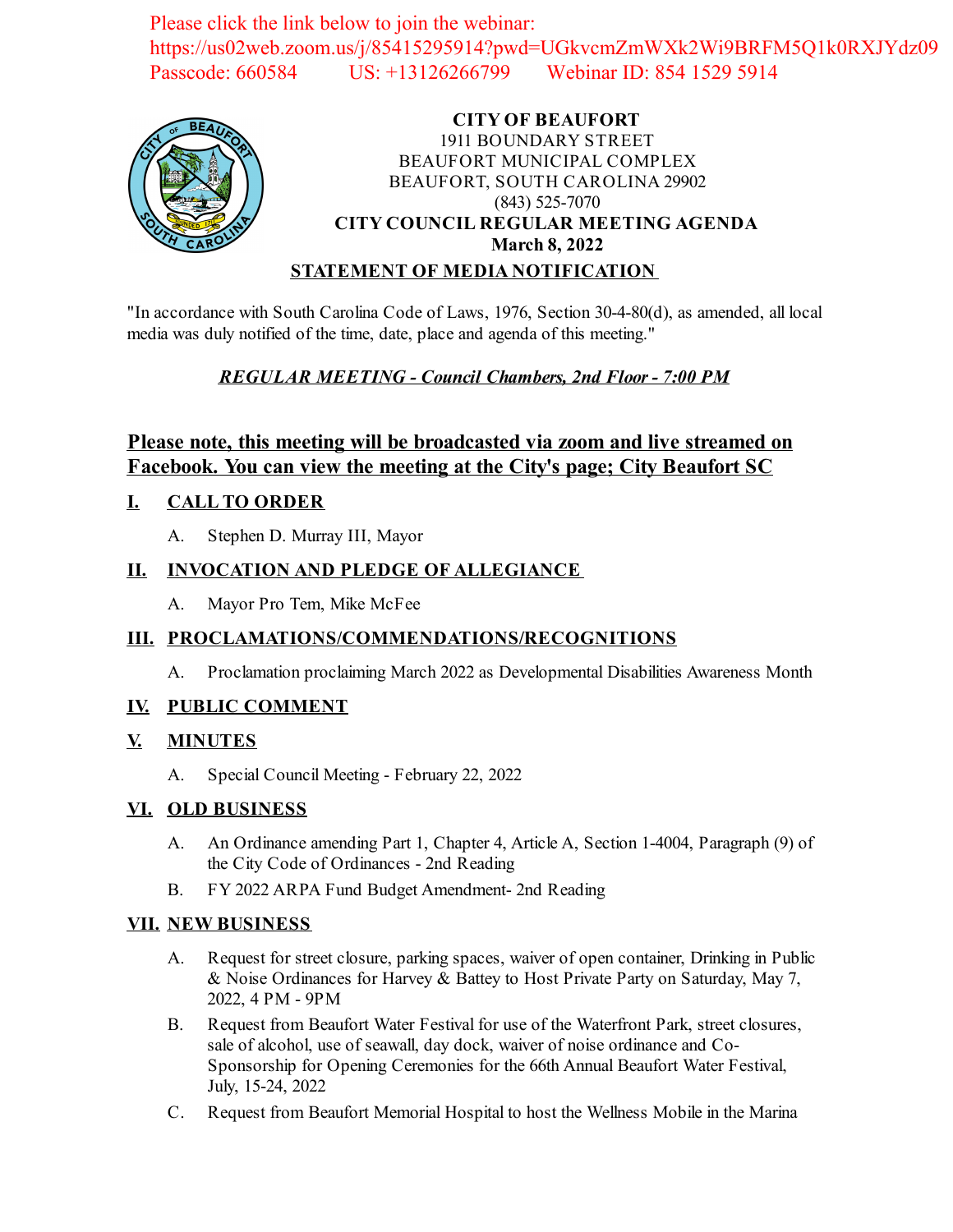Please click the link below to join the webinar:
https://us02web.zoom.us/j/85415295914?pwd=UGkvcmZmWXk2Wi9BRFM5Q1k0RXJYdz09
Passcode: 660584 US: +13126266799 Webinar ID: 854 1529 5914

**CITY OF BEAUFORT**
1911 BOUNDARY STREET
BEAUFORT MUNICIPAL COMPLEX
BEAUFORT, SOUTH CAROLINA 29902
(843) 525-7070
**CITY COUNCIL REGULAR MEETING AGENDA**
**March 8, 2022**

**STATEMENT OF MEDIA NOTIFICATION**

"In accordance with South Carolina Code of Laws, 1976, Section 30-4-80(d), as amended, all local media was duly notified of the time, date, place and agenda of this meeting."

***REGULAR MEETING - Council Chambers, 2nd Floor - 7:00 PM***

**Please note, this meeting will be broadcasted via zoom and live streamed on Facebook. You can view the meeting at the City's page; City Beaufort SC**

## I. CALL TO ORDER

A. Stephen D. Murray III, Mayor

## II. INVOCATION AND PLEDGE OF ALLEGIANCE

A. Mayor Pro Tem, Mike McFee

## III. PROCLAMATIONS/COMMENDATIONS/RECOGNITIONS

A. Proclamation proclaiming March 2022 as Developmental Disabilities Awareness Month

## IV. PUBLIC COMMENT

## V. MINUTES

A. Special Council Meeting - February 22, 2022

## VI. OLD BUSINESS

A. An Ordinance amending Part 1, Chapter 4, Article A, Section 1-4004, Paragraph (9) of the City Code of Ordinances - 2nd Reading

B. FY 2022 ARPA Fund Budget Amendment- 2nd Reading

## VII. NEW BUSINESS

A. Request for street closure, parking spaces, waiver of open container, Drinking in Public & Noise Ordinances for Harvey & Battey to Host Private Party on Saturday, May 7, 2022, 4 PM - 9PM

B. Request from Beaufort Water Festival for use of the Waterfront Park, street closures, sale of alcohol, use of seawall, day dock, waiver of noise ordinance and Co-Sponsorship for Opening Ceremonies for the 66th Annual Beaufort Water Festival, July, 15-24, 2022

C. Request from Beaufort Memorial Hospital to host the Wellness Mobile in the Marina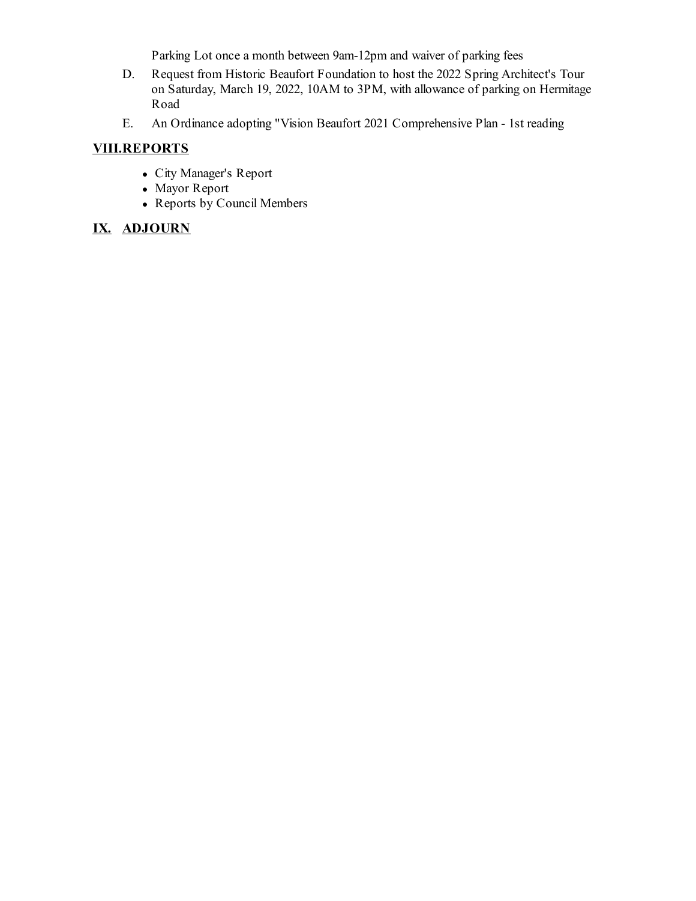Parking Lot once a month between 9am-12pm and waiver of parking fees

D. Request from Historic Beaufort Foundation to host the 2022 Spring Architect's Tour on Saturday, March 19, 2022, 10AM to 3PM, with allowance of parking on Hermitage Road

E. An Ordinance adopting "Vision Beaufort 2021 Comprehensive Plan - 1st reading

## VIII.REPORTS

- City Manager's Report
- Mayor Report
- Reports by Council Members

## IX. ADJOURN